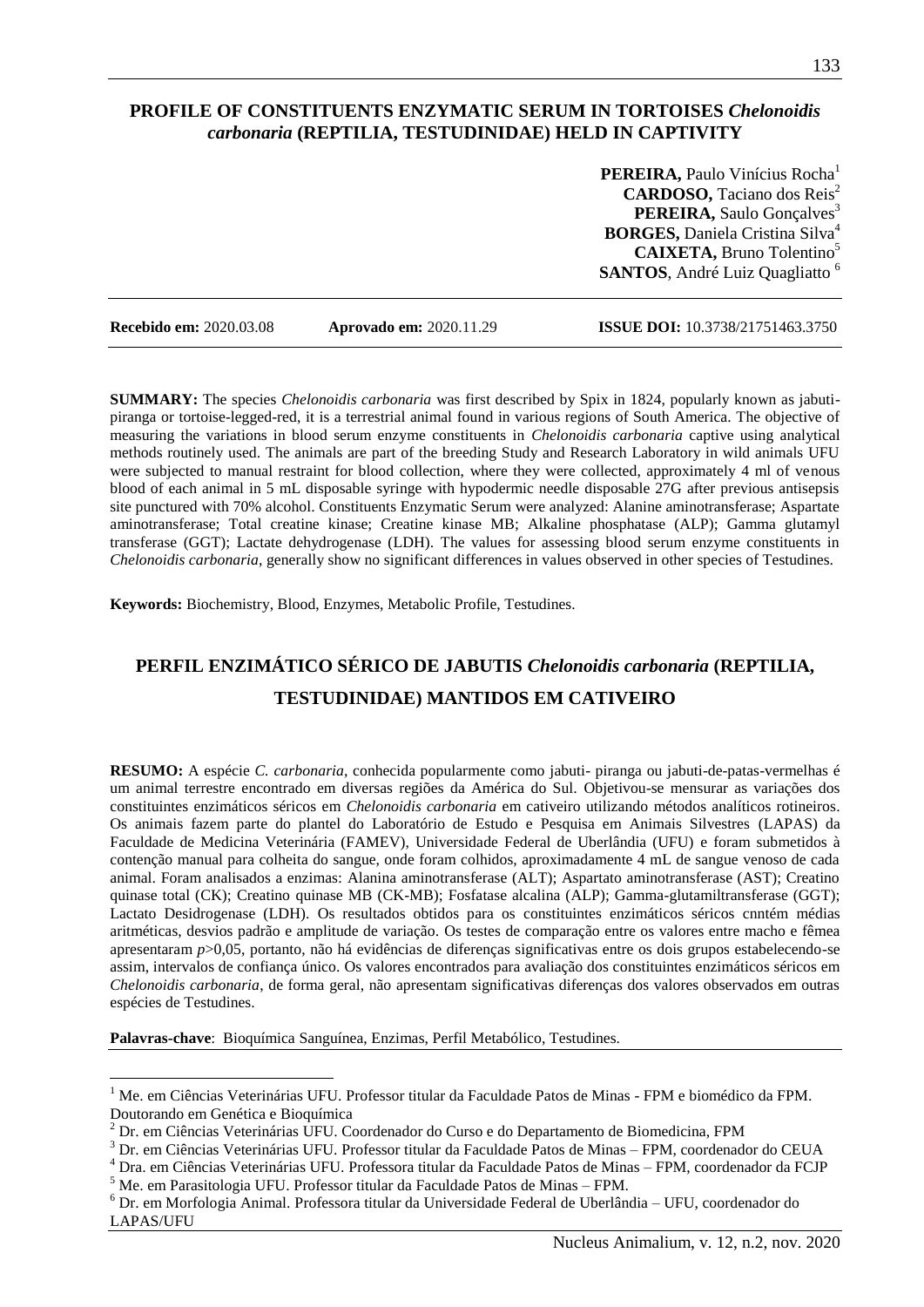# PROFILE OF CONSTITUENTS ENZYMATIC SERUM IN TORTOISES *Chelonoidis carbonaria* (REPTILIA, TESTUDINIDAE) HELD IN CAPTIVITY

**PEREIRA,** Paulo Vinícius Rocha[1]
**CARDOSO,** Taciano dos Reis[2]
**PEREIRA,** Saulo Gonçalves[3]
**BORGES,** Daniela Cristina Silva[4]
**CAIXETA,** Bruno Tolentino[5]
**SANTOS**, André Luiz Quagliatto[6]

**Recebido em:** 2020.03.08 **Aprovado em:** 2020.11.29 **ISSUE DOI:** 10.3738/21751463.3750

**SUMMARY:** The species *Chelonoidis carbonaria* was first described by Spix in 1824, popularly known as jabuti-piranga or tortoise-legged-red, it is a terrestrial animal found in various regions of South America. The objective of measuring the variations in blood serum enzyme constituents in *Chelonoidis carbonaria* captive using analytical methods routinely used. The animals are part of the breeding Study and Research Laboratory in wild animals UFU were subjected to manual restraint for blood collection, where they were collected, approximately 4 ml of venous blood of each animal in 5 mL disposable syringe with hypodermic needle disposable 27G after previous antisepsis site punctured with 70% alcohol. Constituents Enzymatic Serum were analyzed: Alanine aminotransferase; Aspartate aminotransferase; Total creatine kinase; Creatine kinase MB; Alkaline phosphatase (ALP); Gamma glutamyl transferase (GGT); Lactate dehydrogenase (LDH). The values for assessing blood serum enzyme constituents in *Chelonoidis carbonaria*, generally show no significant differences in values observed in other species of Testudines.

**Keywords:** Biochemistry, Blood, Enzymes, Metabolic Profile, Testudines.

# PERFIL ENZIMÁTICO SÉRICO DE JABUTIS *Chelonoidis carbonaria* (REPTILIA, TESTUDINIDAE) MANTIDOS EM CATIVEIRO

**RESUMO:** A espécie *C. carbonaria*, conhecida popularmente como jabuti- piranga ou jabuti-de-patas-vermelhas é um animal terrestre encontrado em diversas regiões da América do Sul. Objetivou-se mensurar as variações dos constituintes enzimáticos séricos em *Chelonoidis carbonaria* em cativeiro utilizando métodos analíticos rotineiros. Os animais fazem parte do plantel do Laboratório de Estudo e Pesquisa em Animais Silvestres (LAPAS) da Faculdade de Medicina Veterinária (FAMEV), Universidade Federal de Uberlândia (UFU) e foram submetidos à contenção manual para colheita do sangue, onde foram colhidos, aproximadamente 4 mL de sangue venoso de cada animal. Foram analisados a enzimas: Alanina aminotransferase (ALT); Aspartato aminotransferase (AST); Creatino quinase total (CK); Creatino quinase MB (CK-MB); Fosfatase alcalina (ALP); Gamma-glutamiltransferase (GGT); Lactato Desidrogenase (LDH). Os resultados obtidos para os constituintes enzimáticos séricos cnntém médias aritméticas, desvios padrão e amplitude de variação. Os testes de comparação entre os valores entre macho e fêmea apresentaram $p>0,05$, portanto, não há evidências de diferenças significativas entre os dois grupos estabelecendo-se assim, intervalos de confiança único. Os valores encontrados para avaliação dos constituintes enzimáticos séricos em *Chelonoidis carbonaria*, de forma geral, não apresentam significativas diferenças dos valores observados em outras espécies de Testudines.

**Palavras-chave**: Bioquímica Sanguínea, Enzimas, Perfil Metabólico, Testudines.

---

[1] Me. em Ciências Veterinárias UFU. Professor titular da Faculdade Patos de Minas - FPM e biomédico da FPM. Doutorando em Genética e Bioquímica

[2] Dr. em Ciências Veterinárias UFU. Coordenador do Curso e do Departamento de Biomedicina, FPM

[3] Dr. em Ciências Veterinárias UFU. Professor titular da Faculdade Patos de Minas – FPM, coordenador do CEUA

[4] Dra. em Ciências Veterinárias UFU. Professora titular da Faculdade Patos de Minas – FPM, coordenador da FCJP

[5] Me. em Parasitologia UFU. Professor titular da Faculdade Patos de Minas – FPM.

[6] Dr. em Morfologia Animal. Professora titular da Universidade Federal de Uberlândia – UFU, coordenador do LAPAS/UFU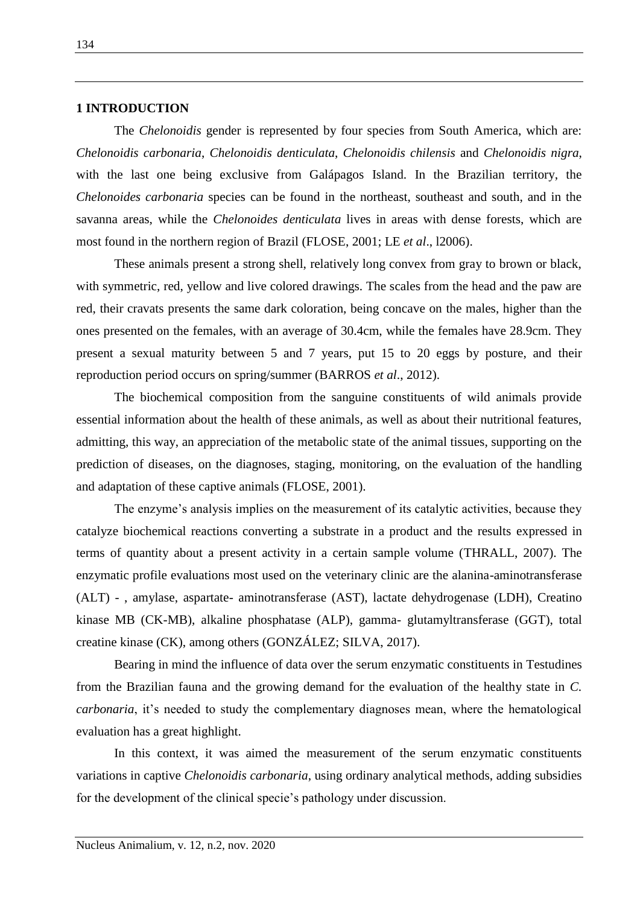## 1 INTRODUCTION

The *Chelonoidis* gender is represented by four species from South America, which are: *Chelonoidis carbonaria*, *Chelonoidis denticulata*, *Chelonoidis chilensis* and *Chelonoidis nigra*, with the last one being exclusive from Galápagos Island. In the Brazilian territory, the *Chelonoides carbonaria* species can be found in the northeast, southeast and south, and in the savanna areas, while the *Chelonoides denticulata* lives in areas with dense forests, which are most found in the northern region of Brazil (FLOSE, 2001; LE *et al*., l2006).

These animals present a strong shell, relatively long convex from gray to brown or black, with symmetric, red, yellow and live colored drawings. The scales from the head and the paw are red, their cravats presents the same dark coloration, being concave on the males, higher than the ones presented on the females, with an average of 30.4cm, while the females have 28.9cm. They present a sexual maturity between 5 and 7 years, put 15 to 20 eggs by posture, and their reproduction period occurs on spring/summer (BARROS *et al*., 2012).

The biochemical composition from the sanguine constituents of wild animals provide essential information about the health of these animals, as well as about their nutritional features, admitting, this way, an appreciation of the metabolic state of the animal tissues, supporting on the prediction of diseases, on the diagnoses, staging, monitoring, on the evaluation of the handling and adaptation of these captive animals (FLOSE, 2001).

The enzyme's analysis implies on the measurement of its catalytic activities, because they catalyze biochemical reactions converting a substrate in a product and the results expressed in terms of quantity about a present activity in a certain sample volume (THRALL, 2007). The enzymatic profile evaluations most used on the veterinary clinic are the alanina-aminotransferase (ALT) - , amylase, aspartate- aminotransferase (AST), lactate dehydrogenase (LDH), Creatino kinase MB (CK-MB), alkaline phosphatase (ALP), gamma- glutamyltransferase (GGT), total creatine kinase (CK), among others (GONZÁLEZ; SILVA, 2017).

Bearing in mind the influence of data over the serum enzymatic constituents in Testudines from the Brazilian fauna and the growing demand for the evaluation of the healthy state in *C. carbonaria*, it's needed to study the complementary diagnoses mean, where the hematological evaluation has a great highlight.

In this context, it was aimed the measurement of the serum enzymatic constituents variations in captive *Chelonoidis carbonaria*, using ordinary analytical methods, adding subsidies for the development of the clinical specie's pathology under discussion.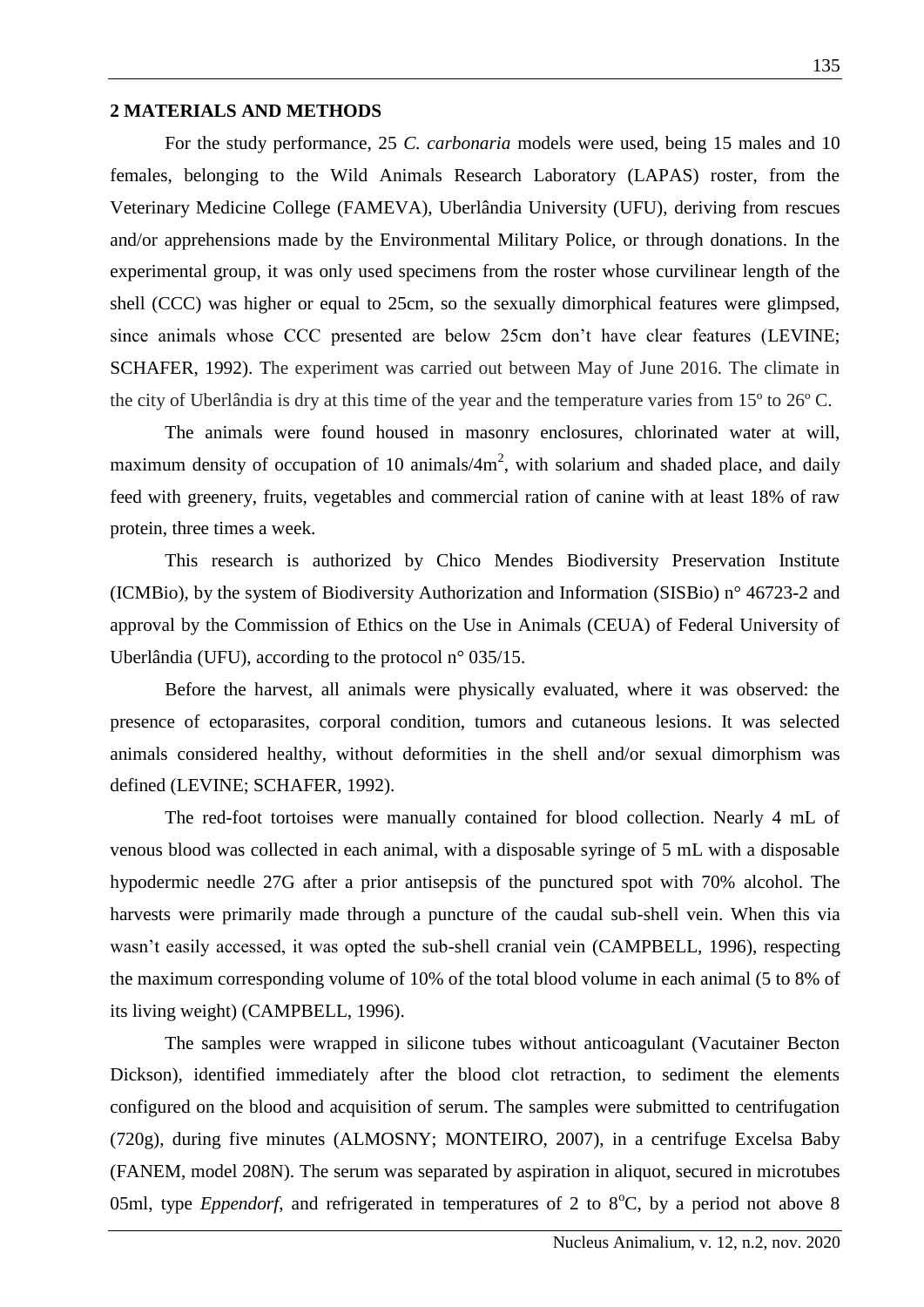## 2 MATERIALS AND METHODS

For the study performance, 25 *C. carbonaria* models were used, being 15 males and 10 females, belonging to the Wild Animals Research Laboratory (LAPAS) roster, from the Veterinary Medicine College (FAMEVA), Uberlândia University (UFU), deriving from rescues and/or apprehensions made by the Environmental Military Police, or through donations. In the experimental group, it was only used specimens from the roster whose curvilinear length of the shell (CCC) was higher or equal to 25cm, so the sexually dimorphical features were glimpsed, since animals whose CCC presented are below 25cm don't have clear features (LEVINE; SCHAFER, 1992). The experiment was carried out between May of June 2016. The climate in the city of Uberlândia is dry at this time of the year and the temperature varies from 15º to 26º C.

The animals were found housed in masonry enclosures, chlorinated water at will, maximum density of occupation of 10 animals/4m$^2$, with solarium and shaded place, and daily feed with greenery, fruits, vegetables and commercial ration of canine with at least 18% of raw protein, three times a week.

This research is authorized by Chico Mendes Biodiversity Preservation Institute (ICMBio), by the system of Biodiversity Authorization and Information (SISBio) n° 46723-2 and approval by the Commission of Ethics on the Use in Animals (CEUA) of Federal University of Uberlândia (UFU), according to the protocol n° 035/15.

Before the harvest, all animals were physically evaluated, where it was observed: the presence of ectoparasites, corporal condition, tumors and cutaneous lesions. It was selected animals considered healthy, without deformities in the shell and/or sexual dimorphism was defined (LEVINE; SCHAFER, 1992).

The red-foot tortoises were manually contained for blood collection. Nearly 4 mL of venous blood was collected in each animal, with a disposable syringe of 5 mL with a disposable hypodermic needle 27G after a prior antisepsis of the punctured spot with 70% alcohol. The harvests were primarily made through a puncture of the caudal sub-shell vein. When this via wasn't easily accessed, it was opted the sub-shell cranial vein (CAMPBELL, 1996), respecting the maximum corresponding volume of 10% of the total blood volume in each animal (5 to 8% of its living weight) (CAMPBELL, 1996).

The samples were wrapped in silicone tubes without anticoagulant (Vacutainer Becton Dickson), identified immediately after the blood clot retraction, to sediment the elements configured on the blood and acquisition of serum. The samples were submitted to centrifugation (720g), during five minutes (ALMOSNY; MONTEIRO, 2007), in a centrifuge Excelsa Baby (FANEM, model 208N). The serum was separated by aspiration in aliquot, secured in microtubes 05ml, type *Eppendorf*, and refrigerated in temperatures of 2 to 8$^{o}$C, by a period not above 8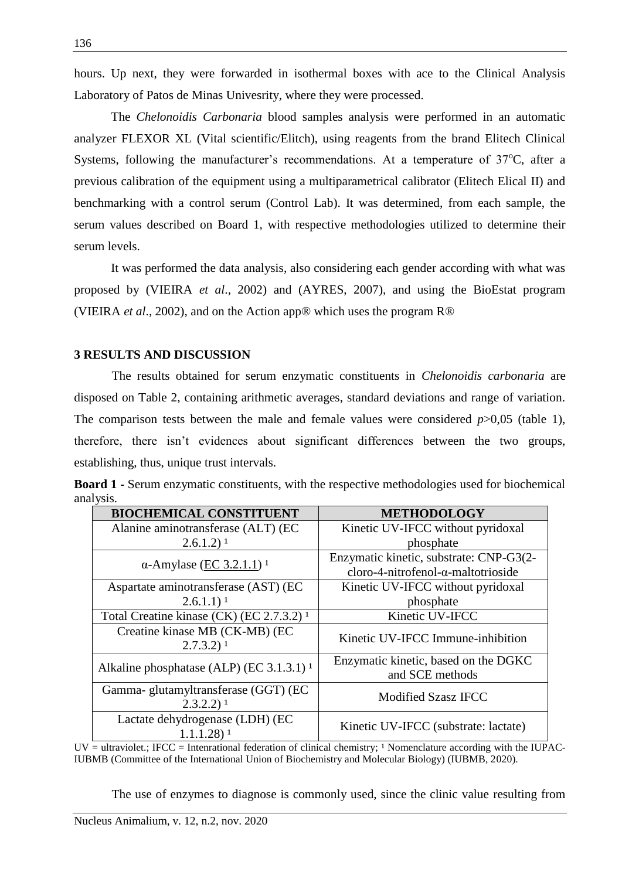hours. Up next, they were forwarded in isothermal boxes with ace to the Clinical Analysis Laboratory of Patos de Minas Univesrity, where they were processed.

The *Chelonoidis Carbonaria* blood samples analysis were performed in an automatic analyzer FLEXOR XL (Vital scientific/Elitch), using reagents from the brand Elitech Clinical Systems, following the manufacturer's recommendations. At a temperature of 37°C, after a previous calibration of the equipment using a multiparametrical calibrator (Elitech Elical II) and benchmarking with a control serum (Control Lab). It was determined, from each sample, the serum values described on Board 1, with respective methodologies utilized to determine their serum levels.

It was performed the data analysis, also considering each gender according with what was proposed by (VIEIRA *et al*., 2002) and (AYRES, 2007), and using the BioEstat program (VIEIRA *et al*., 2002), and on the Action app® which uses the program R®

## 3 RESULTS AND DISCUSSION

The results obtained for serum enzymatic constituents in *Chelonoidis carbonaria* are disposed on Table 2, containing arithmetic averages, standard deviations and range of variation. The comparison tests between the male and female values were considered $p > 0,05$ (table 1), therefore, there isn't evidences about significant differences between the two groups, establishing, thus, unique trust intervals.

**Board 1 -** Serum enzymatic constituents, with the respective methodologies used for biochemical analysis.

| BIOCHEMICAL CONSTITUENT | METHODOLOGY |
|---|---|
| Alanine aminotransferase (ALT) (EC 2.6.1.2) [1] | Kinetic UV-IFCC without pyridoxal phosphate |
| α-Amylase (EC 3.2.1.1) [1] | Enzymatic kinetic, substrate: CNP-G3(2-cloro-4-nitrofenol-α-maltotrioside |
| Aspartate aminotransferase (AST) (EC 2.6.1.1) [1] | Kinetic UV-IFCC without pyridoxal phosphate |
| Total Creatine kinase (CK) (EC 2.7.3.2) [1] | Kinetic UV-IFCC |
| Creatine kinase MB (CK-MB) (EC 2.7.3.2) [1] | Kinetic UV-IFCC Immune-inhibition |
| Alkaline phosphatase (ALP) (EC 3.1.3.1) [1] | Enzymatic kinetic, based on the DGKC and SCE methods |
| Gamma- glutamyltransferase (GGT) (EC 2.3.2.2) [1] | Modified Szasz IFCC |
| Lactate dehydrogenase (LDH) (EC 1.1.1.28) [1] | Kinetic UV-IFCC (substrate: lactate) |

UV = ultraviolet.; IFCC = Intenrational federation of clinical chemistry; [1] Nomenclature according with the IUPAC-IUBMB (Committee of the International Union of Biochemistry and Molecular Biology) (IUBMB, 2020).

The use of enzymes to diagnose is commonly used, since the clinic value resulting from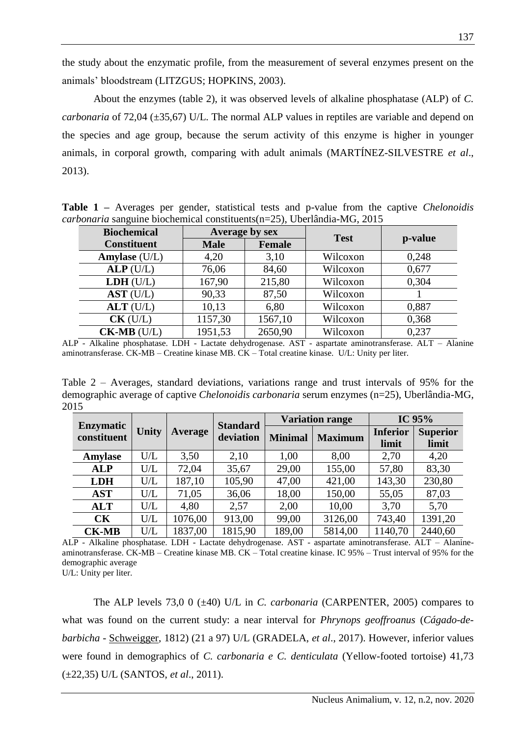the study about the enzymatic profile, from the measurement of several enzymes present on the animals' bloodstream (LITZGUS; HOPKINS, 2003).

About the enzymes (table 2), it was observed levels of alkaline phosphatase (ALP) of *C. carbonaria* of 72,04 (±35,67) U/L. The normal ALP values in reptiles are variable and depend on the species and age group, because the serum activity of this enzyme is higher in younger animals, in corporal growth, comparing with adult animals (MARTÍNEZ-SILVESTRE *et al*., 2013).

**Table 1 –** Averages per gender, statistical tests and p-value from the captive *Chelonoidis carbonaria* sanguine biochemical constituents(n=25), Uberlândia-MG, 2015

| Biochemical Constituent | Average by sex | | Test | p-value |
|---|---|---|---|---|
| | Male | Female | | |
| **Amylase** (U/L) | 4,20 | 3,10 | Wilcoxon | 0,248 |
| **ALP** (U/L) | 76,06 | 84,60 | Wilcoxon | 0,677 |
| **LDH** (U/L) | 167,90 | 215,80 | Wilcoxon | 0,304 |
| **AST** (U/L) | 90,33 | 87,50 | Wilcoxon | 1 |
| **ALT** (U/L) | 10,13 | 6,80 | Wilcoxon | 0,887 |
| **CK** (U/L) | 1157,30 | 1567,10 | Wilcoxon | 0,368 |
| **CK-MB** (U/L) | 1951,53 | 2650,90 | Wilcoxon | 0,237 |

ALP - Alkaline phosphatase. LDH - Lactate dehydrogenase. AST - aspartate aminotransferase. ALT – Alanine aminotransferase. CK-MB – Creatine kinase MB. CK – Total creatine kinase. U/L: Unity per liter.

Table 2 – Averages, standard deviations, variations range and trust intervals of 95% for the demographic average of captive *Chelonoidis carbonaria* serum enzymes (n=25), Uberlândia-MG, 2015

| Enzymatic constituent | Unity | Average | Standard deviation | Variation range | | IC 95% | |
|---|---|---|---|---|---|---|---|
| | | | | Minimal | Maximum | Inferior limit | Superior limit |
| **Amylase** | U/L | 3,50 | 2,10 | 1,00 | 8,00 | 2,70 | 4,20 |
| **ALP** | U/L | 72,04 | 35,67 | 29,00 | 155,00 | 57,80 | 83,30 |
| **LDH** | U/L | 187,10 | 105,90 | 47,00 | 421,00 | 143,30 | 230,80 |
| **AST** | U/L | 71,05 | 36,06 | 18,00 | 150,00 | 55,05 | 87,03 |
| **ALT** | U/L | 4,80 | 2,57 | 2,00 | 10,00 | 3,70 | 5,70 |
| **CK** | U/L | 1076,00 | 913,00 | 99,00 | 3126,00 | 743,40 | 1391,20 |
| **CK-MB** | U/L | 1837,00 | 1815,90 | 189,00 | 5814,00 | 1140,70 | 2440,60 |

ALP - Alkaline phosphatase. LDH - Lactate dehydrogenase. AST - aspartate aminotransferase. ALT – Alanine-aminotransferase. CK-MB – Creatine kinase MB. CK – Total creatine kinase. IC 95% – Trust interval of 95% for the demographic average
U/L: Unity per liter.

The ALP levels 73,0 0 (±40) U/L in *C. carbonaria* (CARPENTER, 2005) compares to what was found on the current study: a near interval for *Phrynops geoffroanus* (*Cágado-de-barbicha* - Schweigger, 1812) (21 a 97) U/L (GRADELA, *et al*., 2017). However, inferior values were found in demographics of *C. carbonaria e C. denticulata* (Yellow-footed tortoise) 41,73 (±22,35) U/L (SANTOS, *et al*., 2011).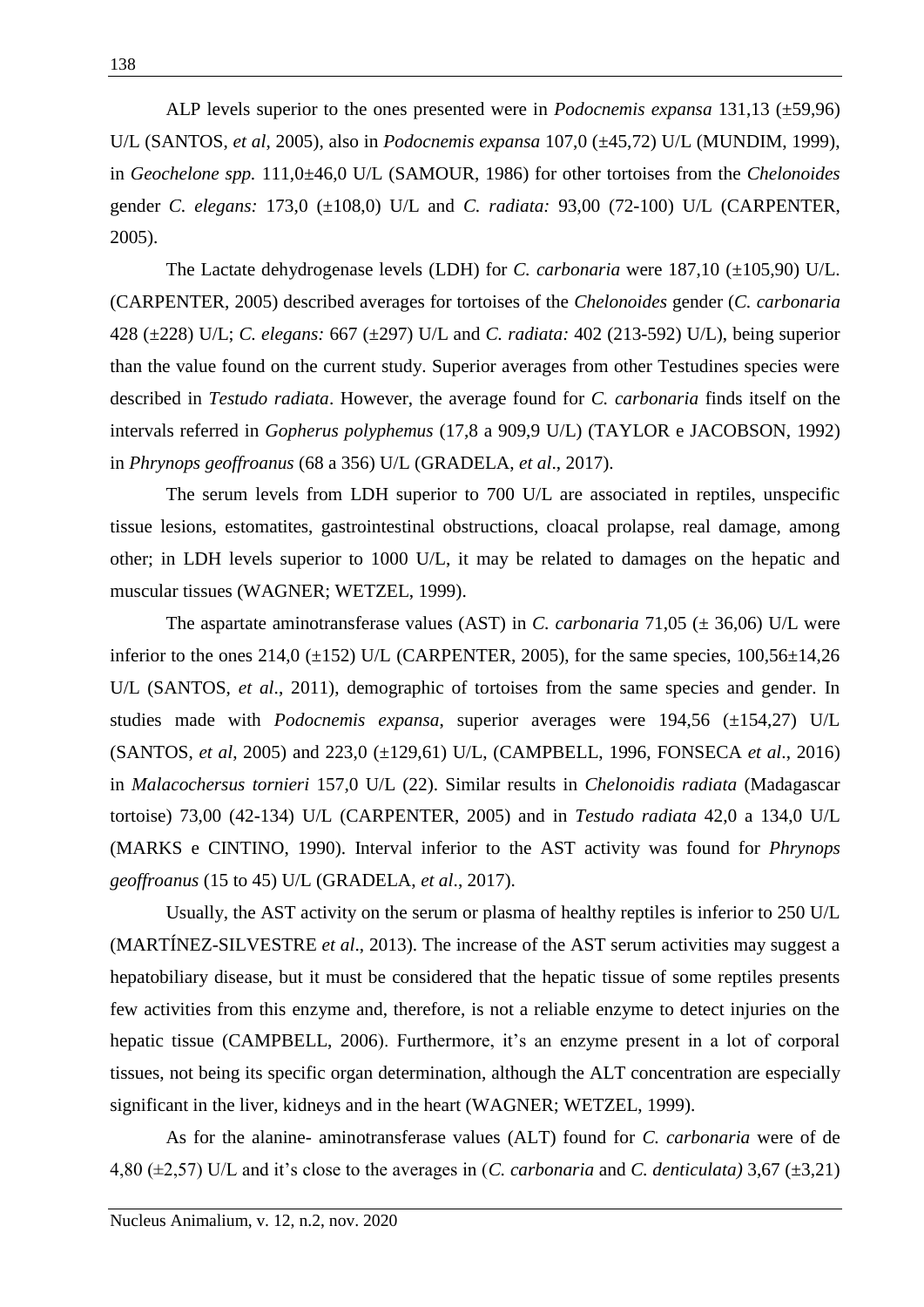ALP levels superior to the ones presented were in *Podocnemis expansa* 131,13 (±59,96) U/L (SANTOS, *et al*, 2005), also in *Podocnemis expansa* 107,0 (±45,72) U/L (MUNDIM, 1999), in *Geochelone spp.* 111,0±46,0 U/L (SAMOUR, 1986) for other tortoises from the *Chelonoides* gender *C. elegans:* 173,0 (±108,0) U/L and *C. radiata:* 93,00 (72-100) U/L (CARPENTER, 2005).

The Lactate dehydrogenase levels (LDH) for *C. carbonaria* were 187,10 (±105,90) U/L. (CARPENTER, 2005) described averages for tortoises of the *Chelonoides* gender (*C. carbonaria* 428 (±228) U/L; *C. elegans:* 667 (±297) U/L and *C. radiata:* 402 (213-592) U/L), being superior than the value found on the current study. Superior averages from other Testudines species were described in *Testudo radiata*. However, the average found for *C. carbonaria* finds itself on the intervals referred in *Gopherus polyphemus* (17,8 a 909,9 U/L) (TAYLOR e JACOBSON, 1992) in *Phrynops geoffroanus* (68 a 356) U/L (GRADELA, *et al*., 2017).

The serum levels from LDH superior to 700 U/L are associated in reptiles, unspecific tissue lesions, estomatites, gastrointestinal obstructions, cloacal prolapse, real damage, among other; in LDH levels superior to 1000 U/L, it may be related to damages on the hepatic and muscular tissues (WAGNER; WETZEL, 1999).

The aspartate aminotransferase values (AST) in *C. carbonaria* 71,05 (± 36,06) U/L were inferior to the ones 214,0 (±152) U/L (CARPENTER, 2005), for the same species, 100,56±14,26 U/L (SANTOS, *et al*., 2011), demographic of tortoises from the same species and gender. In studies made with *Podocnemis expansa*, superior averages were 194,56 (±154,27) U/L (SANTOS, *et al*, 2005) and 223,0 (±129,61) U/L, (CAMPBELL, 1996, FONSECA *et al*., 2016) in *Malacochersus tornieri* 157,0 U/L (22). Similar results in *Chelonoidis radiata* (Madagascar tortoise) 73,00 (42-134) U/L (CARPENTER, 2005) and in *Testudo radiata* 42,0 a 134,0 U/L (MARKS e CINTINO, 1990). Interval inferior to the AST activity was found for *Phrynops geoffroanus* (15 to 45) U/L (GRADELA, *et al*., 2017).

Usually, the AST activity on the serum or plasma of healthy reptiles is inferior to 250 U/L (MARTÍNEZ-SILVESTRE *et al*., 2013). The increase of the AST serum activities may suggest a hepatobiliary disease, but it must be considered that the hepatic tissue of some reptiles presents few activities from this enzyme and, therefore, is not a reliable enzyme to detect injuries on the hepatic tissue (CAMPBELL, 2006). Furthermore, it's an enzyme present in a lot of corporal tissues, not being its specific organ determination, although the ALT concentration are especially significant in the liver, kidneys and in the heart (WAGNER; WETZEL, 1999).

As for the alanine- aminotransferase values (ALT) found for *C. carbonaria* were of de 4,80 (±2,57) U/L and it's close to the averages in (*C. carbonaria* and *C. denticulata)* 3,67 (±3,21)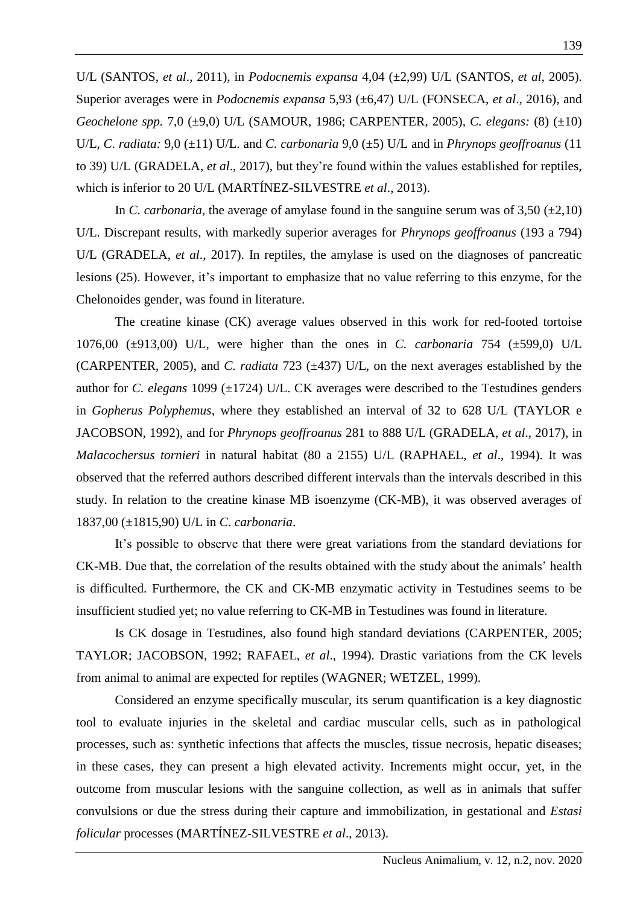U/L (SANTOS, *et al*., 2011), in *Podocnemis expansa* 4,04 (±2,99) U/L (SANTOS, *et al*, 2005). Superior averages were in *Podocnemis expansa* 5,93 (±6,47) U/L (FONSECA, *et al*., 2016), and *Geochelone spp.* 7,0 (±9,0) U/L (SAMOUR, 1986; CARPENTER, 2005), *C. elegans:* (8) (±10) U/L, *C. radiata:* 9,0 (±11) U/L. and *C. carbonaria* 9,0 (±5) U/L and in *Phrynops geoffroanus* (11 to 39) U/L (GRADELA, *et al*., 2017), but they're found within the values established for reptiles, which is inferior to 20 U/L (MARTÍNEZ-SILVESTRE *et al*., 2013).

In *C. carbonaria*, the average of amylase found in the sanguine serum was of 3,50 (±2,10) U/L. Discrepant results, with markedly superior averages for *Phrynops geoffroanus* (193 a 794) U/L (GRADELA, *et al*., 2017). In reptiles, the amylase is used on the diagnoses of pancreatic lesions (25). However, it's important to emphasize that no value referring to this enzyme, for the Chelonoides gender, was found in literature.

The creatine kinase (CK) average values observed in this work for red-footed tortoise 1076,00 (±913,00) U/L, were higher than the ones in *C. carbonaria* 754 (±599,0) U/L (CARPENTER, 2005), and *C. radiata* 723 (±437) U/L, on the next averages established by the author for *C. elegans* 1099 (±1724) U/L. CK averages were described to the Testudines genders in *Gopherus Polyphemus*, where they established an interval of 32 to 628 U/L (TAYLOR e JACOBSON, 1992), and for *Phrynops geoffroanus* 281 to 888 U/L (GRADELA, *et al*., 2017), in *Malacochersus tornieri* in natural habitat (80 a 2155) U/L (RAPHAEL, *et al*., 1994). It was observed that the referred authors described different intervals than the intervals described in this study. In relation to the creatine kinase MB isoenzyme (CK-MB), it was observed averages of 1837,00 (±1815,90) U/L in *C. carbonaria*.

It's possible to observe that there were great variations from the standard deviations for CK-MB. Due that, the correlation of the results obtained with the study about the animals' health is difficulted. Furthermore, the CK and CK-MB enzymatic activity in Testudines seems to be insufficient studied yet; no value referring to CK-MB in Testudines was found in literature.

Is CK dosage in Testudines, also found high standard deviations (CARPENTER, 2005; TAYLOR; JACOBSON, 1992; RAFAEL, *et al*., 1994). Drastic variations from the CK levels from animal to animal are expected for reptiles (WAGNER; WETZEL, 1999).

Considered an enzyme specifically muscular, its serum quantification is a key diagnostic tool to evaluate injuries in the skeletal and cardiac muscular cells, such as in pathological processes, such as: synthetic infections that affects the muscles, tissue necrosis, hepatic diseases; in these cases, they can present a high elevated activity. Increments might occur, yet, in the outcome from muscular lesions with the sanguine collection, as well as in animals that suffer convulsions or due the stress during their capture and immobilization, in gestational and *Estasi folicular* processes (MARTÍNEZ-SILVESTRE *et al*., 2013).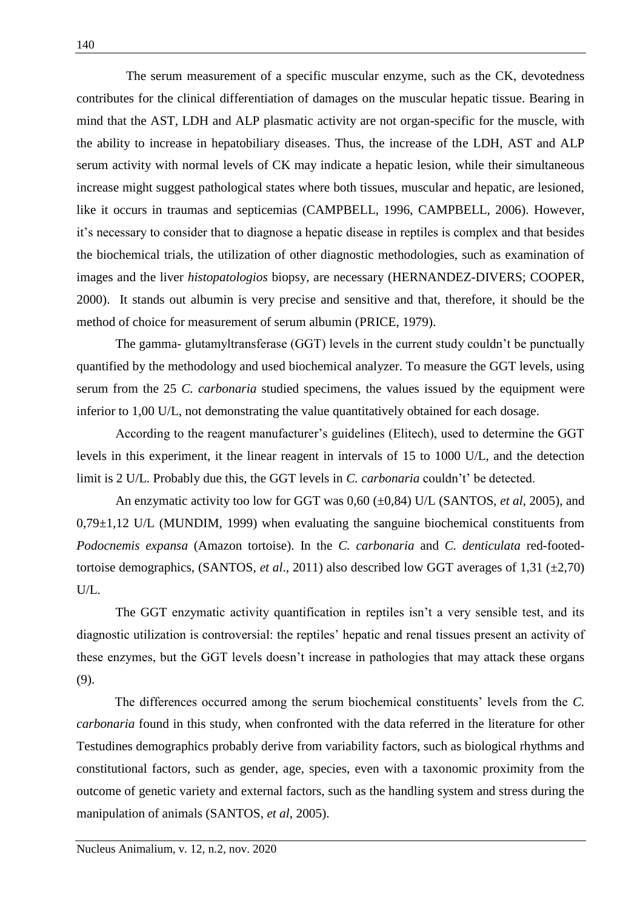The serum measurement of a specific muscular enzyme, such as the CK, devotedness contributes for the clinical differentiation of damages on the muscular hepatic tissue. Bearing in mind that the AST, LDH and ALP plasmatic activity are not organ-specific for the muscle, with the ability to increase in hepatobiliary diseases. Thus, the increase of the LDH, AST and ALP serum activity with normal levels of CK may indicate a hepatic lesion, while their simultaneous increase might suggest pathological states where both tissues, muscular and hepatic, are lesioned, like it occurs in traumas and septicemias (CAMPBELL, 1996, CAMPBELL, 2006). However, it's necessary to consider that to diagnose a hepatic disease in reptiles is complex and that besides the biochemical trials, the utilization of other diagnostic methodologies, such as examination of images and the liver *histopatologios* biopsy, are necessary (HERNANDEZ-DIVERS; COOPER, 2000). It stands out albumin is very precise and sensitive and that, therefore, it should be the method of choice for measurement of serum albumin (PRICE, 1979).

The gamma- glutamyltransferase (GGT) levels in the current study couldn't be punctually quantified by the methodology and used biochemical analyzer. To measure the GGT levels, using serum from the 25 *C. carbonaria* studied specimens, the values issued by the equipment were inferior to 1,00 U/L, not demonstrating the value quantitatively obtained for each dosage.

According to the reagent manufacturer's guidelines (Elitech), used to determine the GGT levels in this experiment, it the linear reagent in intervals of 15 to 1000 U/L, and the detection limit is 2 U/L. Probably due this, the GGT levels in *C. carbonaria* couldn't' be detected.

An enzymatic activity too low for GGT was 0,60 (±0,84) U/L (SANTOS, *et al*, 2005), and 0,79±1,12 U/L (MUNDIM, 1999) when evaluating the sanguine biochemical constituents from *Podocnemis expansa* (Amazon tortoise). In the *C. carbonaria* and *C. denticulata* red-footed-tortoise demographics, (SANTOS, *et al*., 2011) also described low GGT averages of 1,31 (±2,70) U/L.

The GGT enzymatic activity quantification in reptiles isn't a very sensible test, and its diagnostic utilization is controversial: the reptiles' hepatic and renal tissues present an activity of these enzymes, but the GGT levels doesn't increase in pathologies that may attack these organs (9).

The differences occurred among the serum biochemical constituents' levels from the *C. carbonaria* found in this study, when confronted with the data referred in the literature for other Testudines demographics probably derive from variability factors, such as biological rhythms and constitutional factors, such as gender, age, species, even with a taxonomic proximity from the outcome of genetic variety and external factors, such as the handling system and stress during the manipulation of animals (SANTOS, *et al*, 2005).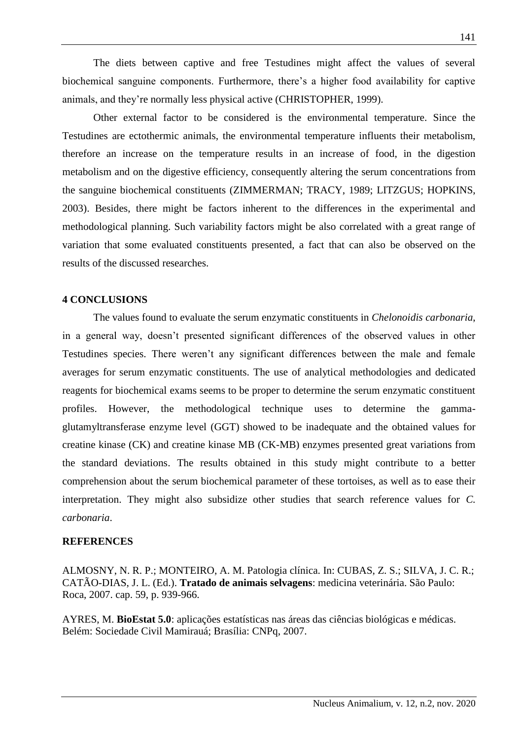The diets between captive and free Testudines might affect the values of several biochemical sanguine components. Furthermore, there's a higher food availability for captive animals, and they're normally less physical active (CHRISTOPHER, 1999).

Other external factor to be considered is the environmental temperature. Since the Testudines are ectothermic animals, the environmental temperature influents their metabolism, therefore an increase on the temperature results in an increase of food, in the digestion metabolism and on the digestive efficiency, consequently altering the serum concentrations from the sanguine biochemical constituents (ZIMMERMAN; TRACY, 1989; LITZGUS; HOPKINS, 2003). Besides, there might be factors inherent to the differences in the experimental and methodological planning. Such variability factors might be also correlated with a great range of variation that some evaluated constituents presented, a fact that can also be observed on the results of the discussed researches.

## 4 CONCLUSIONS

The values found to evaluate the serum enzymatic constituents in *Chelonoidis carbonaria*, in a general way, doesn't presented significant differences of the observed values in other Testudines species. There weren't any significant differences between the male and female averages for serum enzymatic constituents. The use of analytical methodologies and dedicated reagents for biochemical exams seems to be proper to determine the serum enzymatic constituent profiles. However, the methodological technique uses to determine the gamma-glutamyltransferase enzyme level (GGT) showed to be inadequate and the obtained values for creatine kinase (CK) and creatine kinase MB (CK-MB) enzymes presented great variations from the standard deviations. The results obtained in this study might contribute to a better comprehension about the serum biochemical parameter of these tortoises, as well as to ease their interpretation. They might also subsidize other studies that search reference values for *C. carbonaria*.

## REFERENCES

ALMOSNY, N. R. P.; MONTEIRO, A. M. Patologia clínica. In: CUBAS, Z. S.; SILVA, J. C. R.; CATÃO-DIAS, J. L. (Ed.). **Tratado de animais selvagens**: medicina veterinária. São Paulo: Roca, 2007. cap. 59, p. 939-966.

AYRES, M. **BioEstat 5.0**: aplicações estatísticas nas áreas das ciências biológicas e médicas. Belém: Sociedade Civil Mamirauá; Brasília: CNPq, 2007.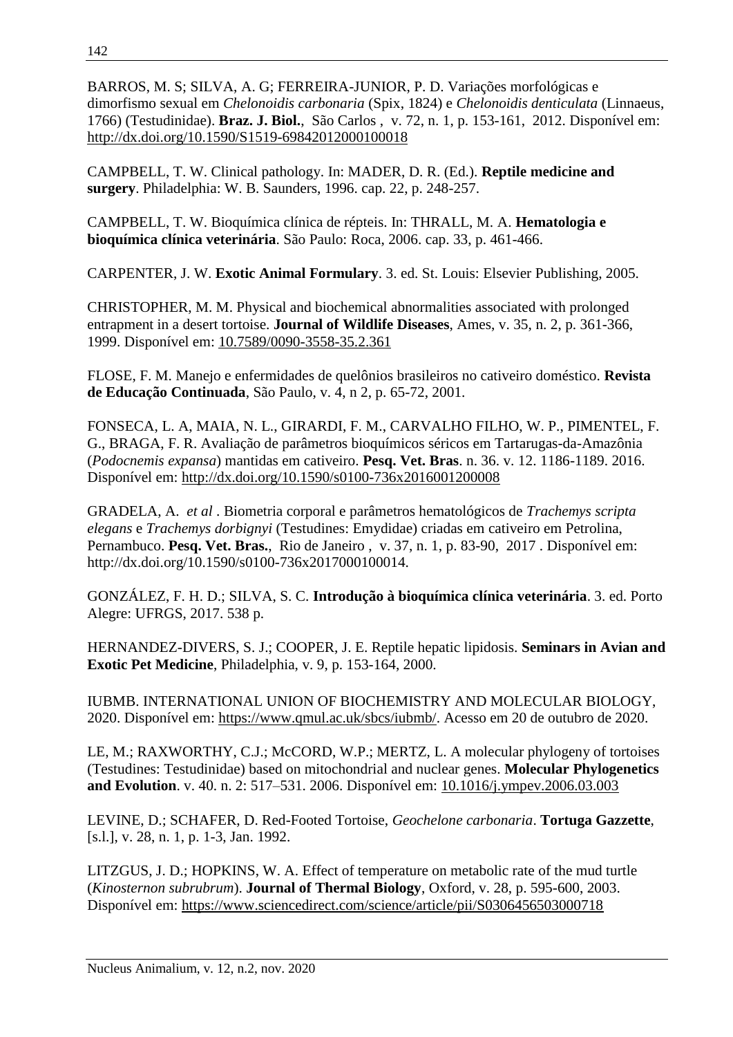BARROS, M. S; SILVA, A. G; FERREIRA-JUNIOR, P. D. Variações morfológicas e dimorfismo sexual em *Chelonoidis carbonaria* (Spix, 1824) e *Chelonoidis denticulata* (Linnaeus, 1766) (Testudinidae). **Braz. J. Biol.**, São Carlos , v. 72, n. 1, p. 153-161, 2012. Disponível em: http://dx.doi.org/10.1590/S1519-69842012000100018

CAMPBELL, T. W. Clinical pathology. In: MADER, D. R. (Ed.). **Reptile medicine and surgery**. Philadelphia: W. B. Saunders, 1996. cap. 22, p. 248-257.

CAMPBELL, T. W. Bioquímica clínica de répteis. In: THRALL, M. A. **Hematologia e bioquímica clínica veterinária**. São Paulo: Roca, 2006. cap. 33, p. 461-466.

CARPENTER, J. W. **Exotic Animal Formulary**. 3. ed. St. Louis: Elsevier Publishing, 2005.

CHRISTOPHER, M. M. Physical and biochemical abnormalities associated with prolonged entrapment in a desert tortoise. **Journal of Wildlife Diseases**, Ames, v. 35, n. 2, p. 361-366, 1999. Disponível em: 10.7589/0090-3558-35.2.361

FLOSE, F. M. Manejo e enfermidades de quelônios brasileiros no cativeiro doméstico. **Revista de Educação Continuada**, São Paulo, v. 4, n 2, p. 65-72, 2001.

FONSECA, L. A, MAIA, N. L., GIRARDI, F. M., CARVALHO FILHO, W. P., PIMENTEL, F. G., BRAGA, F. R. Avaliação de parâmetros bioquímicos séricos em Tartarugas-da-Amazônia (*Podocnemis expansa*) mantidas em cativeiro. **Pesq. Vet. Bras**. n. 36. v. 12. 1186-1189. 2016. Disponível em: http://dx.doi.org/10.1590/s0100-736x2016001200008

GRADELA, A. *et al* . Biometria corporal e parâmetros hematológicos de *Trachemys scripta elegans* e *Trachemys dorbignyi* (Testudines: Emydidae) criadas em cativeiro em Petrolina, Pernambuco. **Pesq. Vet. Bras.**, Rio de Janeiro , v. 37, n. 1, p. 83-90, 2017 . Disponível em: http://dx.doi.org/10.1590/s0100-736x2017000100014.

GONZÁLEZ, F. H. D.; SILVA, S. C. **Introdução à bioquímica clínica veterinária**. 3. ed. Porto Alegre: UFRGS, 2017. 538 p.

HERNANDEZ-DIVERS, S. J.; COOPER, J. E. Reptile hepatic lipidosis. **Seminars in Avian and Exotic Pet Medicine**, Philadelphia, v. 9, p. 153-164, 2000.

IUBMB. INTERNATIONAL UNION OF BIOCHEMISTRY AND MOLECULAR BIOLOGY, 2020. Disponível em: https://www.qmul.ac.uk/sbcs/iubmb/. Acesso em 20 de outubro de 2020.

LE, M.; RAXWORTHY, C.J.; McCORD, W.P.; MERTZ, L. A molecular phylogeny of tortoises (Testudines: Testudinidae) based on mitochondrial and nuclear genes. **Molecular Phylogenetics and Evolution**. v. 40. n. 2: 517–531. 2006. Disponível em: 10.1016/j.ympev.2006.03.003

LEVINE, D.; SCHAFER, D. Red-Footed Tortoise, *Geochelone carbonaria*. **Tortuga Gazzette**, [s.l.], v. 28, n. 1, p. 1-3, Jan. 1992.

LITZGUS, J. D.; HOPKINS, W. A. Effect of temperature on metabolic rate of the mud turtle (*Kinosternon subrubrum*). **Journal of Thermal Biology**, Oxford, v. 28, p. 595-600, 2003. Disponível em: https://www.sciencedirect.com/science/article/pii/S0306456503000718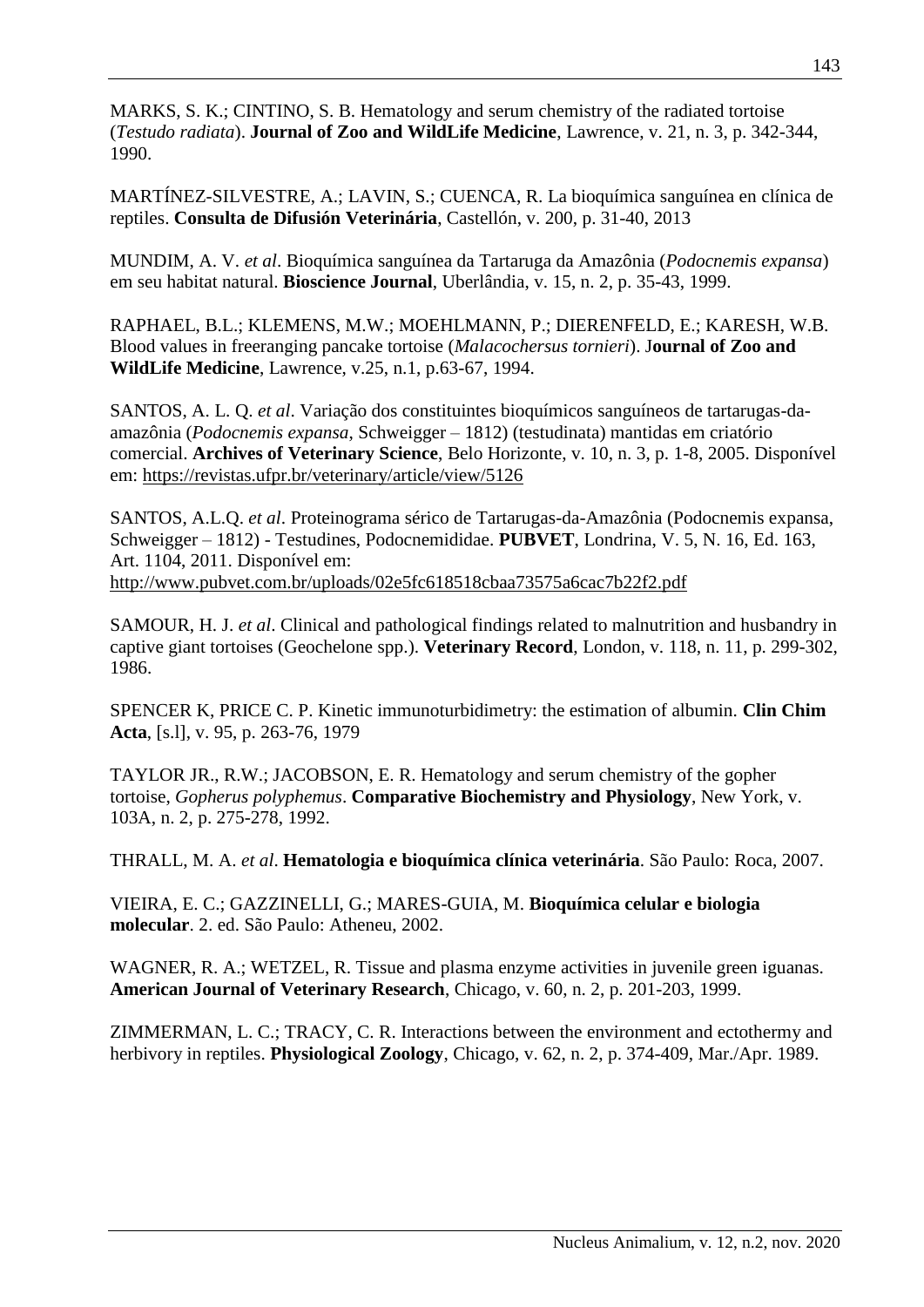MARKS, S. K.; CINTINO, S. B. Hematology and serum chemistry of the radiated tortoise (*Testudo radiata*). **Journal of Zoo and WildLife Medicine**, Lawrence, v. 21, n. 3, p. 342-344, 1990.

MARTÍNEZ-SILVESTRE, A.; LAVIN, S.; CUENCA, R. La bioquímica sanguínea en clínica de reptiles. **Consulta de Difusión Veterinária**, Castellón, v. 200, p. 31-40, 2013

MUNDIM, A. V. *et al*. Bioquímica sanguínea da Tartaruga da Amazônia (*Podocnemis expansa*) em seu habitat natural. **Bioscience Journal**, Uberlândia, v. 15, n. 2, p. 35-43, 1999.

RAPHAEL, B.L.; KLEMENS, M.W.; MOEHLMANN, P.; DIERENFELD, E.; KARESH, W.B. Blood values in freeranging pancake tortoise (*Malacochersus tornieri*). **Journal of Zoo and WildLife Medicine**, Lawrence, v.25, n.1, p.63-67, 1994.

SANTOS, A. L. Q. *et al*. Variação dos constituintes bioquímicos sanguíneos de tartarugas-da-amazônia (*Podocnemis expansa*, Schweigger – 1812) (testudinata) mantidas em criatório comercial. **Archives of Veterinary Science**, Belo Horizonte, v. 10, n. 3, p. 1-8, 2005. Disponível em: https://revistas.ufpr.br/veterinary/article/view/5126

SANTOS, A.L.Q. *et al*. Proteinograma sérico de Tartarugas-da-Amazônia (Podocnemis expansa, Schweigger – 1812) - Testudines, Podocnemididae. **PUBVET**, Londrina, V. 5, N. 16, Ed. 163, Art. 1104, 2011. Disponível em: http://www.pubvet.com.br/uploads/02e5fc618518cbaa73575a6cac7b22f2.pdf

SAMOUR, H. J. *et al*. Clinical and pathological findings related to malnutrition and husbandry in captive giant tortoises (Geochelone spp.). **Veterinary Record**, London, v. 118, n. 11, p. 299-302, 1986.

SPENCER K, PRICE C. P. Kinetic immunoturbidimetry: the estimation of albumin. **Clin Chim Acta**, [s.l], v. 95, p. 263-76, 1979

TAYLOR JR., R.W.; JACOBSON, E. R. Hematology and serum chemistry of the gopher tortoise, *Gopherus polyphemus*. **Comparative Biochemistry and Physiology**, New York, v. 103A, n. 2, p. 275-278, 1992.

THRALL, M. A. *et al*. **Hematologia e bioquímica clínica veterinária**. São Paulo: Roca, 2007.

VIEIRA, E. C.; GAZZINELLI, G.; MARES-GUIA, M. **Bioquímica celular e biologia molecular**. 2. ed. São Paulo: Atheneu, 2002.

WAGNER, R. A.; WETZEL, R. Tissue and plasma enzyme activities in juvenile green iguanas. **American Journal of Veterinary Research**, Chicago, v. 60, n. 2, p. 201-203, 1999.

ZIMMERMAN, L. C.; TRACY, C. R. Interactions between the environment and ectothermy and herbivory in reptiles. **Physiological Zoology**, Chicago, v. 62, n. 2, p. 374-409, Mar./Apr. 1989.